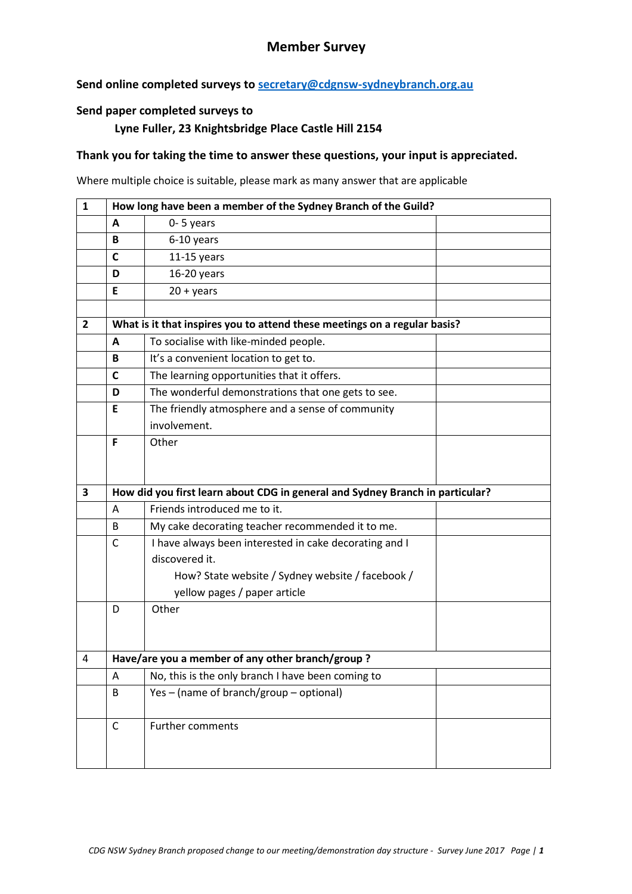# Member Survey

**Send online completed surveys to [secretary@cdgnsw-sydneybranch.org.au](mailto:secretary@cdgnsw-sydneybranch.org.au)**

**Send paper completed surveys to**

**Lyne Fuller, 23 Knightsbridge Place Castle Hill 2154**

**Thank you for taking the time to answer these questions, your input is appreciated.**

Where multiple choice is suitable, please mark as many answer that are applicable

| **1** | **How long have been a member of the Sydney Branch of the Guild?** | | |
|---|---|---|---|
| | **A** | 0- 5 years | |
| | **B** | 6-10 years | |
| | **C** | 11-15 years | |
| | **D** | 16-20 years | |
| | **E** | 20 + years | |
| | | | |
| **2** | **What is it that inspires you to attend these meetings on a regular basis?** | | |
| | **A** | To socialise with like-minded people. | |
| | **B** | It's a convenient location to get to. | |
| | **C** | The learning opportunities that it offers. | |
| | **D** | The wonderful demonstrations that one gets to see. | |
| | **E** | The friendly atmosphere and a sense of community involvement. | |
| | **F** | Other | |
| **3** | **How did you first learn about CDG in general and Sydney Branch in particular?** | | |
| | A | Friends introduced me to it. | |
| | B | My cake decorating teacher recommended it to me. | |
| | C | I have always been interested in cake decorating and I discovered it. How? State website / Sydney website / facebook / yellow pages / paper article | |
| | D | Other | |
| 4 | **Have/are you a member of any other branch/group ?** | | |
| | A | No, this is the only branch I have been coming to | |
| | B | Yes – (name of branch/group – optional) | |
| | C | Further comments | |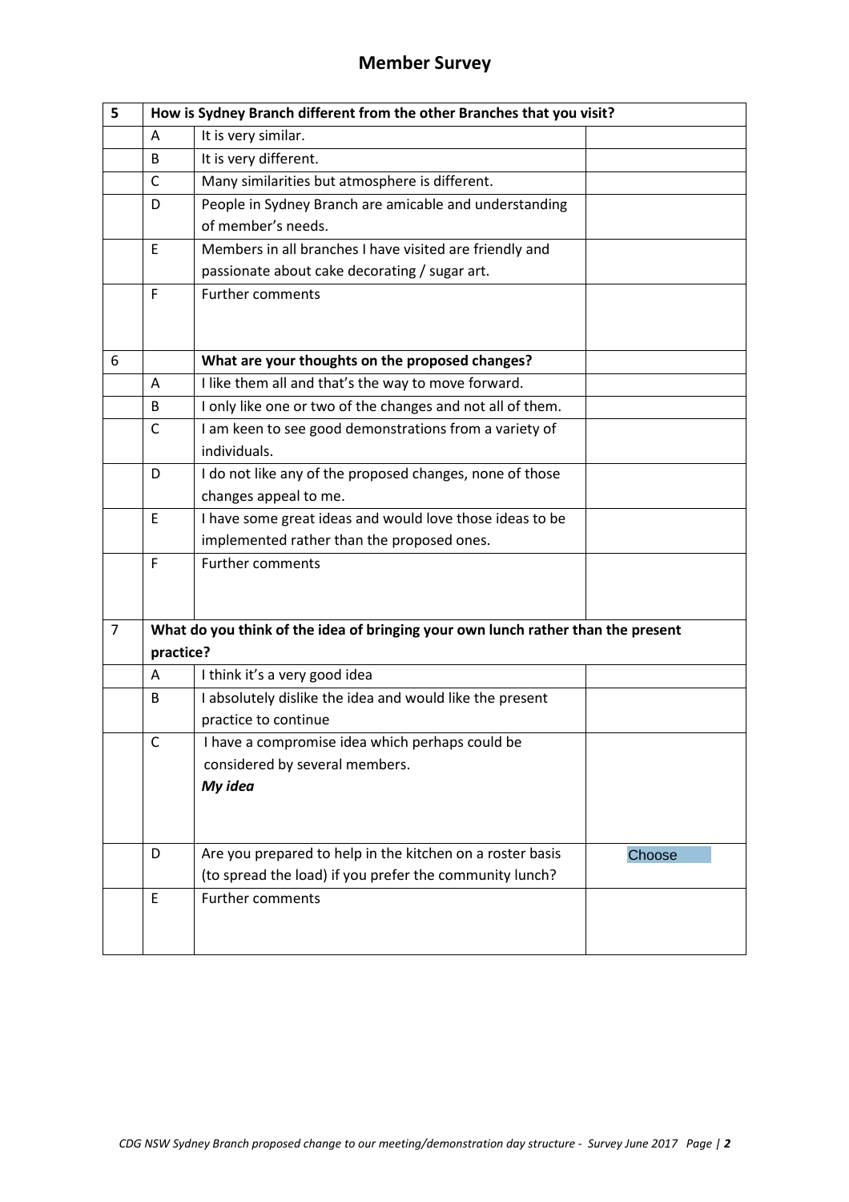## Member Survey

| 5 | How is Sydney Branch different from the other Branches that you visit? | | |
|---|---|---|---|
| | A | It is very similar. | |
| | B | It is very different. | |
| | C | Many similarities but atmosphere is different. | |
| | D | People in Sydney Branch are amicable and understanding of member's needs. | |
| | E | Members in all branches I have visited are friendly and passionate about cake decorating / sugar art. | |
| | F | Further comments | |
| 6 | | **What are your thoughts on the proposed changes?** | |
| | A | I like them all and that's the way to move forward. | |
| | B | I only like one or two of the changes and not all of them. | |
| | C | I am keen to see good demonstrations from a variety of individuals. | |
| | D | I do not like any of the proposed changes, none of those changes appeal to me. | |
| | E | I have some great ideas and would love those ideas to be implemented rather than the proposed ones. | |
| | F | Further comments | |
| 7 | **What do you think of the idea of bringing your own lunch rather than the present practice?** | | |
| | A | I think it's a very good idea | |
| | B | I absolutely dislike the idea and would like the present practice to continue | |
| | C | I have a compromise idea which perhaps could be considered by several members.<br>***My idea*** | |
| | D | Are you prepared to help in the kitchen on a roster basis (to spread the load) if you prefer the community lunch? | Choose |
| | E | Further comments | |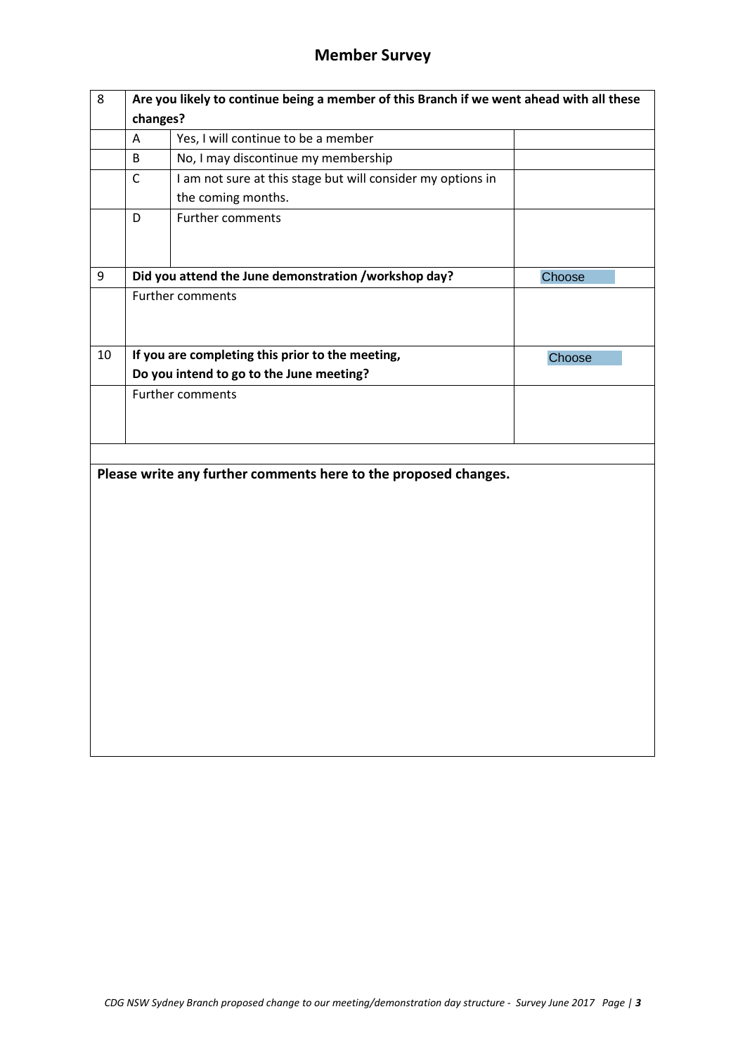## Member Survey

| | | | |
|---|---|---|---|
| 8 | **Are you likely to continue being a member of this Branch if we went ahead with all these changes?** | | |
| | A | Yes, I will continue to be a member | |
| | B | No, I may discontinue my membership | |
| | C | I am not sure at this stage but will consider my options in the coming months. | |
| | D | Further comments | |
| 9 | **Did you attend the June demonstration /workshop day?** | | Choose |
| | Further comments | | |
| 10 | **If you are completing this prior to the meeting, Do you intend to go to the June meeting?** | | Choose |
| | Further comments | | |

**Please write any further comments here to the proposed changes.**